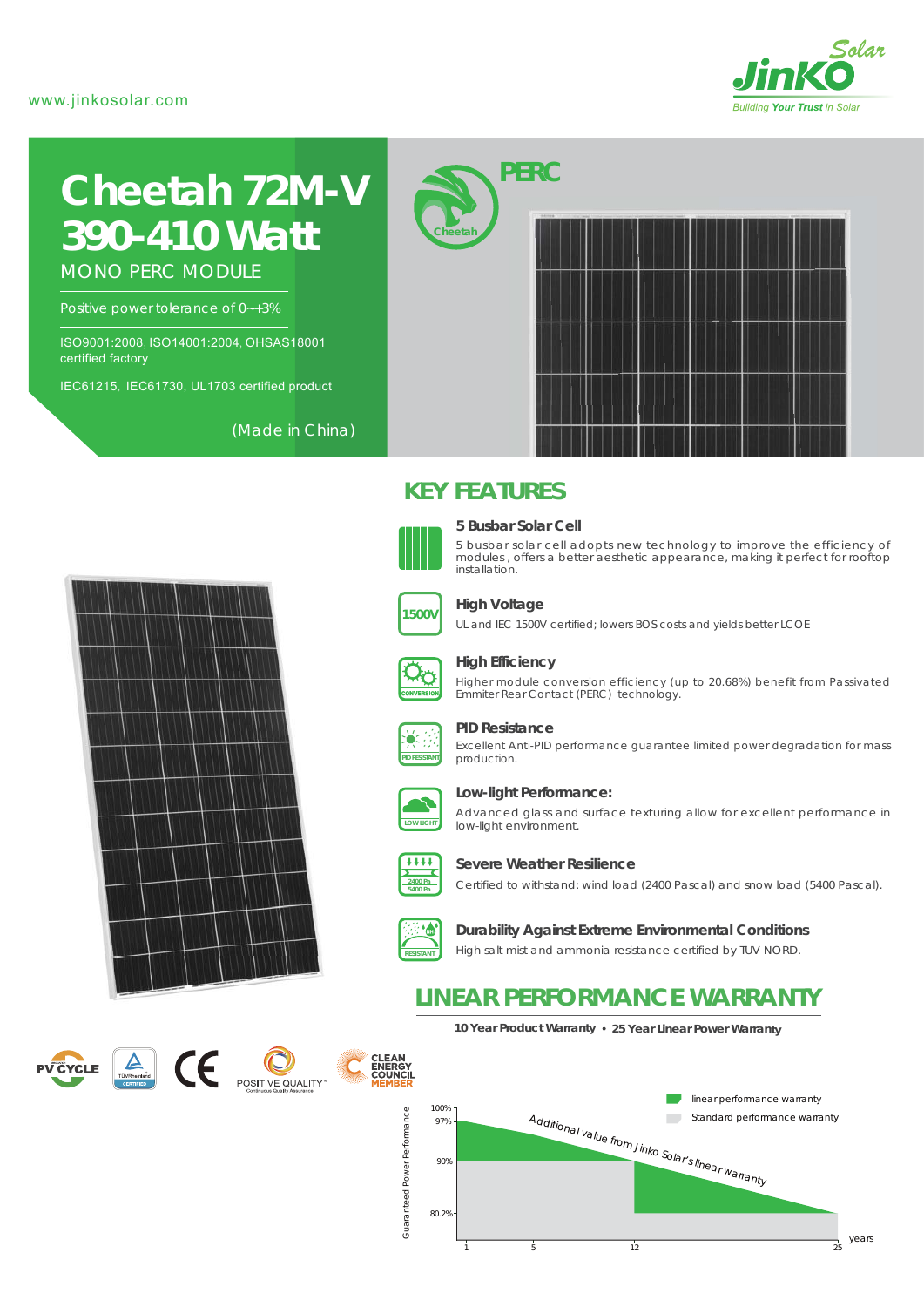www.jinkosolar.com

JinKO Solar
*Building Your Trust in Solar*

# Cheetah 72M-V 390-410 Watt

## MONO PERC MODULE

Positive power tolerance of 0~+3%

ISO9001:2008, ISO14001:2004, OHSAS18001 certified factory

IEC61215, IEC61730, UL1703 certified product

(Made in China)

PERC

Cheetah

## KEY FEATURES

### 5 Busbar Solar Cell

5 busbar solar cell adopts new technology to improve the efficiency of modules, offers a better aesthetic appearance, making it perfect for rooftop installation.

### High Voltage

UL and IEC 1500V certified; lowers BOS costs and yields better LCOE

### High Efficiency

Higher module conversion efficiency (up to 20.68%) benefit from Passivated Emmiter Rear Contact (PERC) technology.

### PID Resistance

Excellent Anti-PID performance guarantee limited power degradation for mass production.

### Low-light Performance:

Advanced glass and surface texturing allow for excellent performance in low-light environment.

### Severe Weather Resilience

Certified to withstand: wind load (2400 Pascal) and snow load (5400 Pascal).

### Durability Against Extreme Environmental Conditions

High salt mist and ammonia resistance certified by TUV NORD.

PV CYCLE | TÜVRheinland CERTIFIED | CE | POSITIVE QUALITY™ Continuous Quality Assurance | CLEAN ENERGY COUNCIL MEMBER

## LINEAR PERFORMANCE WARRANTY

**10 Year Product Warranty • 25 Year Linear Power Warranty**

- linear performance warranty
- Standard performance warranty

Additional value from Jinko Solar's linear warranty

Guaranteed Power Performance: 100%, 97%, 90%, 80.2%

years: 1, 5, 12, 25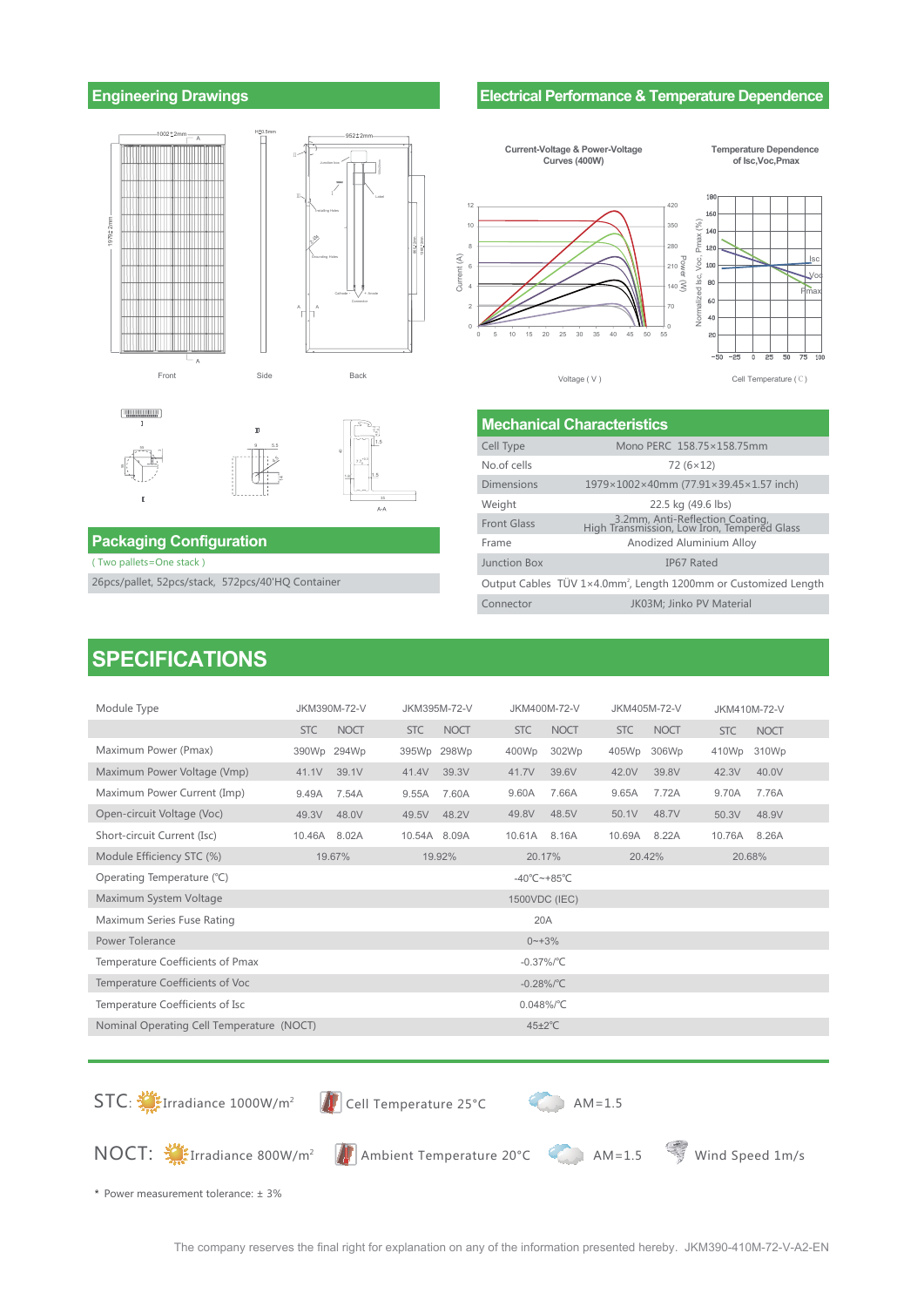## Engineering Drawings

1002±2mm

1979±2mm

952±2mm

Front

Side

Back

A-A

## Electrical Performance & Temperature Dependence

Current-Voltage & Power-Voltage Curves (400W)

Current (A)

Power (W)

Voltage ( V )

Temperature Dependence of Isc,Voc,Pmax

Normalized Isc, Voc, Pmax (%)

Isc

Voc

Pmax

Cell Temperature ( ℃ )

## Mechanical Characteristics

| | |
|---|---|
| Cell Type | Mono PERC 158.75×158.75mm |
| No.of cells | 72 (6×12) |
| Dimensions | 1979×1002×40mm (77.91×39.45×1.57 inch) |
| Weight | 22.5 kg (49.6 lbs) |
| Front Glass | 3.2mm, Anti-Reflection Coating, High Transmission, Low Iron, Tempered Glass |
| Frame | Anodized Aluminium Alloy |
| Junction Box | IP67 Rated |
| Output Cables | TÜV 1×4.0mm², Length 1200mm or Customized Length |
| Connector | JK03M; Jinko PV Material |

## Packaging Configuration

( Two pallets=One stack )

26pcs/pallet, 52pcs/stack, 572pcs/40'HQ Container

# SPECIFICATIONS

| Module Type | JKM390M-72-V | | JKM395M-72-V | | JKM400M-72-V | | JKM405M-72-V | | JKM410M-72-V | |
|---|---|---|---|---|---|---|---|---|---|---|
| | STC | NOCT | STC | NOCT | STC | NOCT | STC | NOCT | STC | NOCT |
| Maximum Power (Pmax) | 390Wp | 294Wp | 395Wp | 298Wp | 400Wp | 302Wp | 405Wp | 306Wp | 410Wp | 310Wp |
| Maximum Power Voltage (Vmp) | 41.1V | 39.1V | 41.4V | 39.3V | 41.7V | 39.6V | 42.0V | 39.8V | 42.3V | 40.0V |
| Maximum Power Current (Imp) | 9.49A | 7.54A | 9.55A | 7.60A | 9.60A | 7.66A | 9.65A | 7.72A | 9.70A | 7.76A |
| Open-circuit Voltage (Voc) | 49.3V | 48.0V | 49.5V | 48.2V | 49.8V | 48.5V | 50.1V | 48.7V | 50.3V | 48.9V |
| Short-circuit Current (Isc) | 10.46A | 8.02A | 10.54A | 8.09A | 10.61A | 8.16A | 10.69A | 8.22A | 10.76A | 8.26A |
| Module Efficiency STC (%) | 19.67% | | 19.92% | | 20.17% | | 20.42% | | 20.68% | |
| Operating Temperature (℃) | -40℃~+85℃ | | | | | | | | | |
| Maximum System Voltage | 1500VDC (IEC) | | | | | | | | | |
| Maximum Series Fuse Rating | 20A | | | | | | | | | |
| Power Tolerance | 0~+3% | | | | | | | | | |
| Temperature Coefficients of Pmax | -0.37%/℃ | | | | | | | | | |
| Temperature Coefficients of Voc | -0.28%/℃ | | | | | | | | | |
| Temperature Coefficients of Isc | 0.048%/℃ | | | | | | | | | |
| Nominal Operating Cell Temperature (NOCT) | 45±2℃ | | | | | | | | | |

STC: Irradiance 1000W/m² Cell Temperature 25°C AM=1.5

NOCT: Irradiance 800W/m² Ambient Temperature 20°C AM=1.5 Wind Speed 1m/s

* Power measurement tolerance: ± 3%

The company reserves the final right for explanation on any of the information presented hereby. JKM390-410M-72-V-A2-EN